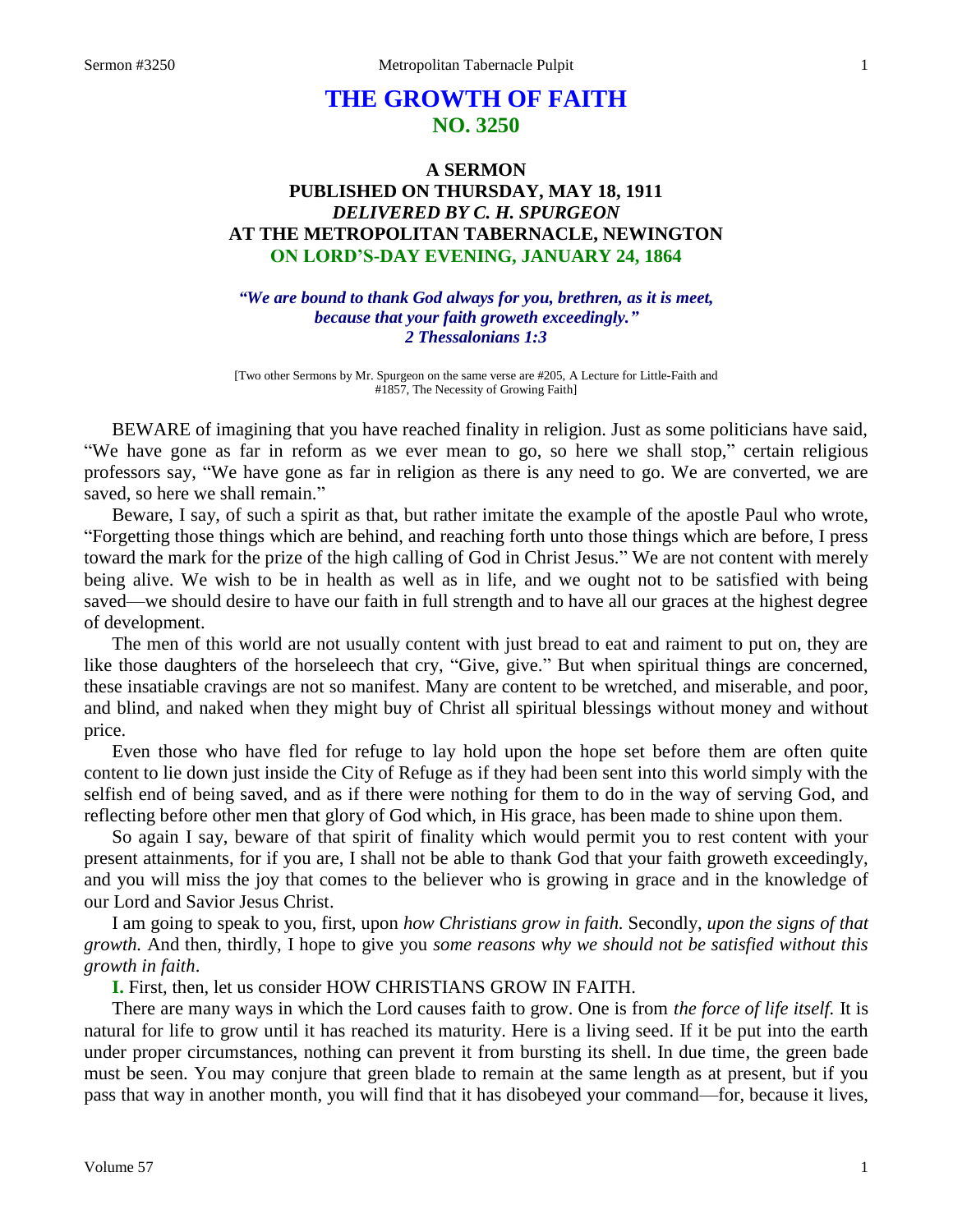# THE GROWTH OF FAITH
## NO. 3250

### A SERMON
### PUBLISHED ON THURSDAY, MAY 18, 1911
### *DELIVERED BY C. H. SPURGEON*
### AT THE METROPOLITAN TABERNACLE, NEWINGTON
### ON LORD'S-DAY EVENING, JANUARY 24, 1864

***"We are bound to thank God always for you, brethren, as it is meet, because that your faith groweth exceedingly." 2 Thessalonians 1:3***

[Two other Sermons by Mr. Spurgeon on the same verse are #205, A Lecture for Little-Faith and #1857, The Necessity of Growing Faith]

BEWARE of imagining that you have reached finality in religion. Just as some politicians have said, "We have gone as far in reform as we ever mean to go, so here we shall stop," certain religious professors say, "We have gone as far in religion as there is any need to go. We are converted, we are saved, so here we shall remain."

Beware, I say, of such a spirit as that, but rather imitate the example of the apostle Paul who wrote, "Forgetting those things which are behind, and reaching forth unto those things which are before, I press toward the mark for the prize of the high calling of God in Christ Jesus." We are not content with merely being alive. We wish to be in health as well as in life, and we ought not to be satisfied with being saved—we should desire to have our faith in full strength and to have all our graces at the highest degree of development.

The men of this world are not usually content with just bread to eat and raiment to put on, they are like those daughters of the horseleech that cry, "Give, give." But when spiritual things are concerned, these insatiable cravings are not so manifest. Many are content to be wretched, and miserable, and poor, and blind, and naked when they might buy of Christ all spiritual blessings without money and without price.

Even those who have fled for refuge to lay hold upon the hope set before them are often quite content to lie down just inside the City of Refuge as if they had been sent into this world simply with the selfish end of being saved, and as if there were nothing for them to do in the way of serving God, and reflecting before other men that glory of God which, in His grace, has been made to shine upon them.

So again I say, beware of that spirit of finality which would permit you to rest content with your present attainments, for if you are, I shall not be able to thank God that your faith groweth exceedingly, and you will miss the joy that comes to the believer who is growing in grace and in the knowledge of our Lord and Savior Jesus Christ.

I am going to speak to you, first, upon *how Christians grow in faith.* Secondly, *upon the signs of that growth.* And then, thirdly, I hope to give you *some reasons why we should not be satisfied without this growth in faith*.

**I.** First, then, let us consider HOW CHRISTIANS GROW IN FAITH.

There are many ways in which the Lord causes faith to grow. One is from *the force of life itself.* It is natural for life to grow until it has reached its maturity. Here is a living seed. If it be put into the earth under proper circumstances, nothing can prevent it from bursting its shell. In due time, the green bade must be seen. You may conjure that green blade to remain at the same length as at present, but if you pass that way in another month, you will find that it has disobeyed your command—for, because it lives,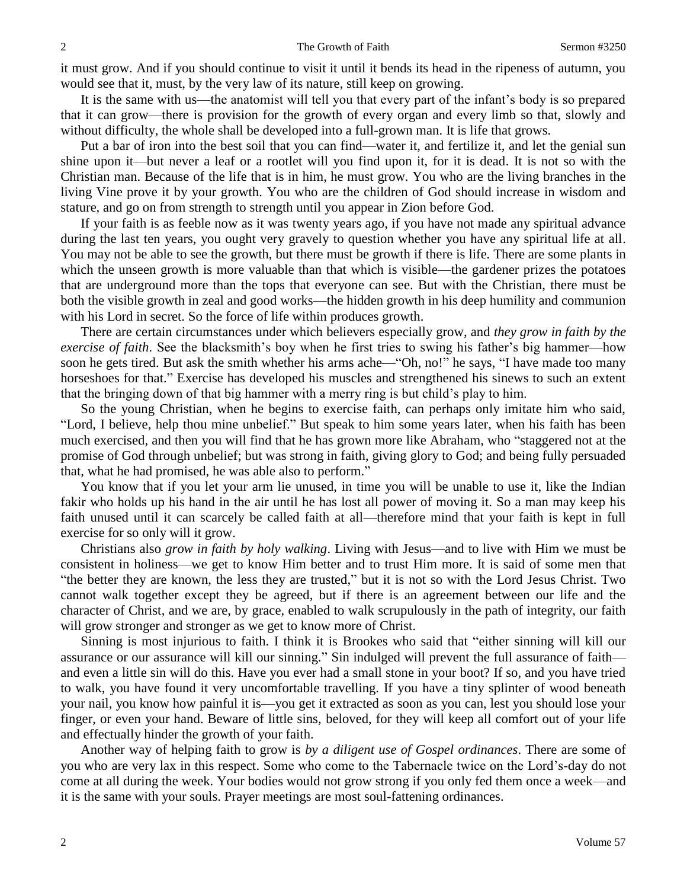it must grow. And if you should continue to visit it until it bends its head in the ripeness of autumn, you would see that it, must, by the very law of its nature, still keep on growing.

It is the same with us—the anatomist will tell you that every part of the infant's body is so prepared that it can grow—there is provision for the growth of every organ and every limb so that, slowly and without difficulty, the whole shall be developed into a full-grown man. It is life that grows.

Put a bar of iron into the best soil that you can find—water it, and fertilize it, and let the genial sun shine upon it—but never a leaf or a rootlet will you find upon it, for it is dead. It is not so with the Christian man. Because of the life that is in him, he must grow. You who are the living branches in the living Vine prove it by your growth. You who are the children of God should increase in wisdom and stature, and go on from strength to strength until you appear in Zion before God.

If your faith is as feeble now as it was twenty years ago, if you have not made any spiritual advance during the last ten years, you ought very gravely to question whether you have any spiritual life at all. You may not be able to see the growth, but there must be growth if there is life. There are some plants in which the unseen growth is more valuable than that which is visible—the gardener prizes the potatoes that are underground more than the tops that everyone can see. But with the Christian, there must be both the visible growth in zeal and good works—the hidden growth in his deep humility and communion with his Lord in secret. So the force of life within produces growth.

There are certain circumstances under which believers especially grow, and *they grow in faith by the exercise of faith*. See the blacksmith's boy when he first tries to swing his father's big hammer—how soon he gets tired. But ask the smith whether his arms ache—"Oh, no!" he says, "I have made too many horseshoes for that." Exercise has developed his muscles and strengthened his sinews to such an extent that the bringing down of that big hammer with a merry ring is but child's play to him.

So the young Christian, when he begins to exercise faith, can perhaps only imitate him who said, "Lord, I believe, help thou mine unbelief." But speak to him some years later, when his faith has been much exercised, and then you will find that he has grown more like Abraham, who "staggered not at the promise of God through unbelief; but was strong in faith, giving glory to God; and being fully persuaded that, what he had promised, he was able also to perform."

You know that if you let your arm lie unused, in time you will be unable to use it, like the Indian fakir who holds up his hand in the air until he has lost all power of moving it. So a man may keep his faith unused until it can scarcely be called faith at all—therefore mind that your faith is kept in full exercise for so only will it grow.

Christians also *grow in faith by holy walking*. Living with Jesus—and to live with Him we must be consistent in holiness—we get to know Him better and to trust Him more. It is said of some men that "the better they are known, the less they are trusted," but it is not so with the Lord Jesus Christ. Two cannot walk together except they be agreed, but if there is an agreement between our life and the character of Christ, and we are, by grace, enabled to walk scrupulously in the path of integrity, our faith will grow stronger and stronger as we get to know more of Christ.

Sinning is most injurious to faith. I think it is Brookes who said that "either sinning will kill our assurance or our assurance will kill our sinning." Sin indulged will prevent the full assurance of faith—and even a little sin will do this. Have you ever had a small stone in your boot? If so, and you have tried to walk, you have found it very uncomfortable travelling. If you have a tiny splinter of wood beneath your nail, you know how painful it is—you get it extracted as soon as you can, lest you should lose your finger, or even your hand. Beware of little sins, beloved, for they will keep all comfort out of your life and effectually hinder the growth of your faith.

Another way of helping faith to grow is *by a diligent use of Gospel ordinances*. There are some of you who are very lax in this respect. Some who come to the Tabernacle twice on the Lord's-day do not come at all during the week. Your bodies would not grow strong if you only fed them once a week—and it is the same with your souls. Prayer meetings are most soul-fattening ordinances.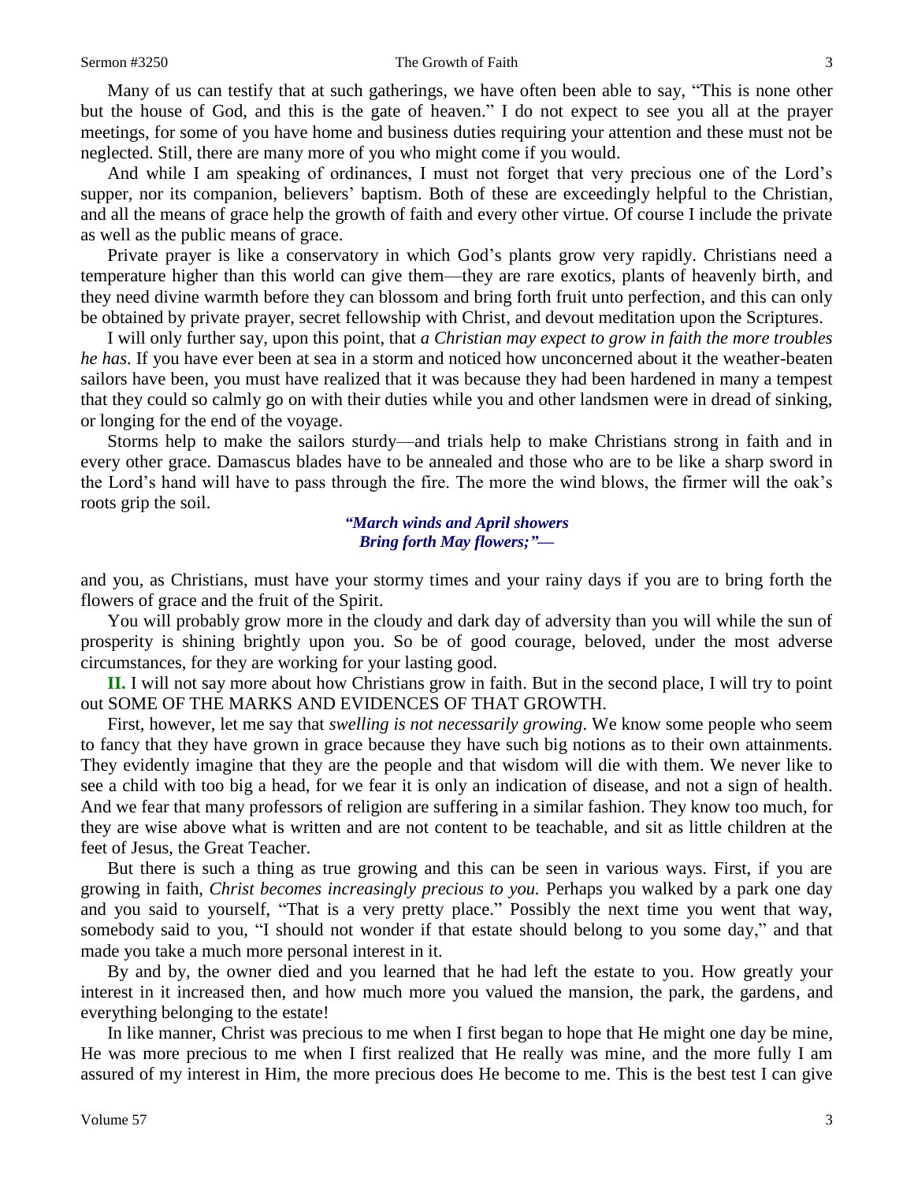Many of us can testify that at such gatherings, we have often been able to say, "This is none other but the house of God, and this is the gate of heaven." I do not expect to see you all at the prayer meetings, for some of you have home and business duties requiring your attention and these must not be neglected. Still, there are many more of you who might come if you would.

And while I am speaking of ordinances, I must not forget that very precious one of the Lord's supper, nor its companion, believers' baptism. Both of these are exceedingly helpful to the Christian, and all the means of grace help the growth of faith and every other virtue. Of course I include the private as well as the public means of grace.

Private prayer is like a conservatory in which God's plants grow very rapidly. Christians need a temperature higher than this world can give them—they are rare exotics, plants of heavenly birth, and they need divine warmth before they can blossom and bring forth fruit unto perfection, and this can only be obtained by private prayer, secret fellowship with Christ, and devout meditation upon the Scriptures.

I will only further say, upon this point, that *a Christian may expect to grow in faith the more troubles he has*. If you have ever been at sea in a storm and noticed how unconcerned about it the weather-beaten sailors have been, you must have realized that it was because they had been hardened in many a tempest that they could so calmly go on with their duties while you and other landsmen were in dread of sinking, or longing for the end of the voyage.

Storms help to make the sailors sturdy—and trials help to make Christians strong in faith and in every other grace. Damascus blades have to be annealed and those who are to be like a sharp sword in the Lord's hand will have to pass through the fire. The more the wind blows, the firmer will the oak's roots grip the soil.

> ***"March winds and April showers***
> ***Bring forth May flowers;"—***

and you, as Christians, must have your stormy times and your rainy days if you are to bring forth the flowers of grace and the fruit of the Spirit.

You will probably grow more in the cloudy and dark day of adversity than you will while the sun of prosperity is shining brightly upon you. So be of good courage, beloved, under the most adverse circumstances, for they are working for your lasting good.

**II.** I will not say more about how Christians grow in faith. But in the second place, I will try to point out SOME OF THE MARKS AND EVIDENCES OF THAT GROWTH.

First, however, let me say that *swelling is not necessarily growing*. We know some people who seem to fancy that they have grown in grace because they have such big notions as to their own attainments. They evidently imagine that they are the people and that wisdom will die with them. We never like to see a child with too big a head, for we fear it is only an indication of disease, and not a sign of health. And we fear that many professors of religion are suffering in a similar fashion. They know too much, for they are wise above what is written and are not content to be teachable, and sit as little children at the feet of Jesus, the Great Teacher.

But there is such a thing as true growing and this can be seen in various ways. First, if you are growing in faith, *Christ becomes increasingly precious to you.* Perhaps you walked by a park one day and you said to yourself, "That is a very pretty place." Possibly the next time you went that way, somebody said to you, "I should not wonder if that estate should belong to you some day," and that made you take a much more personal interest in it.

By and by, the owner died and you learned that he had left the estate to you. How greatly your interest in it increased then, and how much more you valued the mansion, the park, the gardens, and everything belonging to the estate!

In like manner, Christ was precious to me when I first began to hope that He might one day be mine, He was more precious to me when I first realized that He really was mine, and the more fully I am assured of my interest in Him, the more precious does He become to me. This is the best test I can give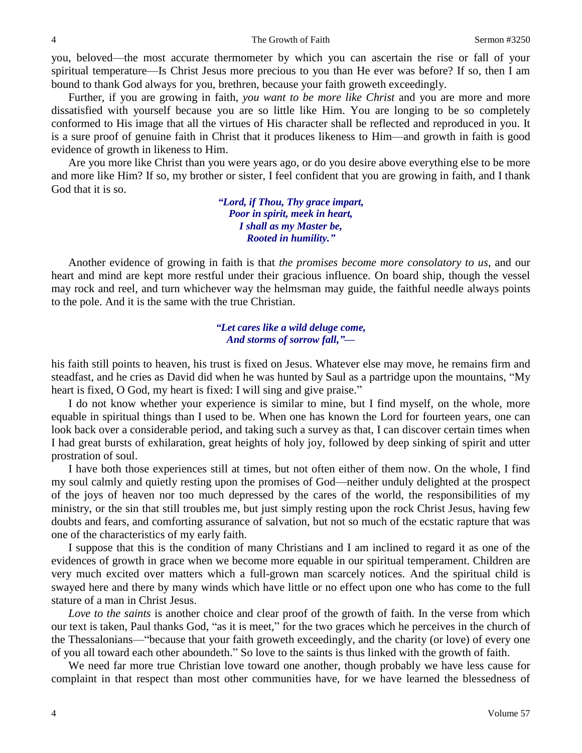you, beloved—the most accurate thermometer by which you can ascertain the rise or fall of your spiritual temperature—Is Christ Jesus more precious to you than He ever was before? If so, then I am bound to thank God always for you, brethren, because your faith groweth exceedingly.

Further, if you are growing in faith, *you want to be more like Christ* and you are more and more dissatisfied with yourself because you are so little like Him. You are longing to be so completely conformed to His image that all the virtues of His character shall be reflected and reproduced in you. It is a sure proof of genuine faith in Christ that it produces likeness to Him—and growth in faith is good evidence of growth in likeness to Him.

Are you more like Christ than you were years ago, or do you desire above everything else to be more and more like Him? If so, my brother or sister, I feel confident that you are growing in faith, and I thank God that it is so.

> ***"Lord, if Thou, Thy grace impart,***
> ***Poor in spirit, meek in heart,***
> ***I shall as my Master be,***
> ***Rooted in humility."***

Another evidence of growing in faith is that *the promises become more consolatory to us*, and our heart and mind are kept more restful under their gracious influence. On board ship, though the vessel may rock and reel, and turn whichever way the helmsman may guide, the faithful needle always points to the pole. And it is the same with the true Christian.

> ***"Let cares like a wild deluge come,***
> ***And storms of sorrow fall,"—***

his faith still points to heaven, his trust is fixed on Jesus. Whatever else may move, he remains firm and steadfast, and he cries as David did when he was hunted by Saul as a partridge upon the mountains, "My heart is fixed, O God, my heart is fixed: I will sing and give praise."

I do not know whether your experience is similar to mine, but I find myself, on the whole, more equable in spiritual things than I used to be. When one has known the Lord for fourteen years, one can look back over a considerable period, and taking such a survey as that, I can discover certain times when I had great bursts of exhilaration, great heights of holy joy, followed by deep sinking of spirit and utter prostration of soul.

I have both those experiences still at times, but not often either of them now. On the whole, I find my soul calmly and quietly resting upon the promises of God—neither unduly delighted at the prospect of the joys of heaven nor too much depressed by the cares of the world, the responsibilities of my ministry, or the sin that still troubles me, but just simply resting upon the rock Christ Jesus, having few doubts and fears, and comforting assurance of salvation, but not so much of the ecstatic rapture that was one of the characteristics of my early faith.

I suppose that this is the condition of many Christians and I am inclined to regard it as one of the evidences of growth in grace when we become more equable in our spiritual temperament. Children are very much excited over matters which a full-grown man scarcely notices. And the spiritual child is swayed here and there by many winds which have little or no effect upon one who has come to the full stature of a man in Christ Jesus.

*Love to the saints* is another choice and clear proof of the growth of faith. In the verse from which our text is taken, Paul thanks God, "as it is meet," for the two graces which he perceives in the church of the Thessalonians—"because that your faith groweth exceedingly, and the charity (or love) of every one of you all toward each other aboundeth." So love to the saints is thus linked with the growth of faith.

We need far more true Christian love toward one another, though probably we have less cause for complaint in that respect than most other communities have, for we have learned the blessedness of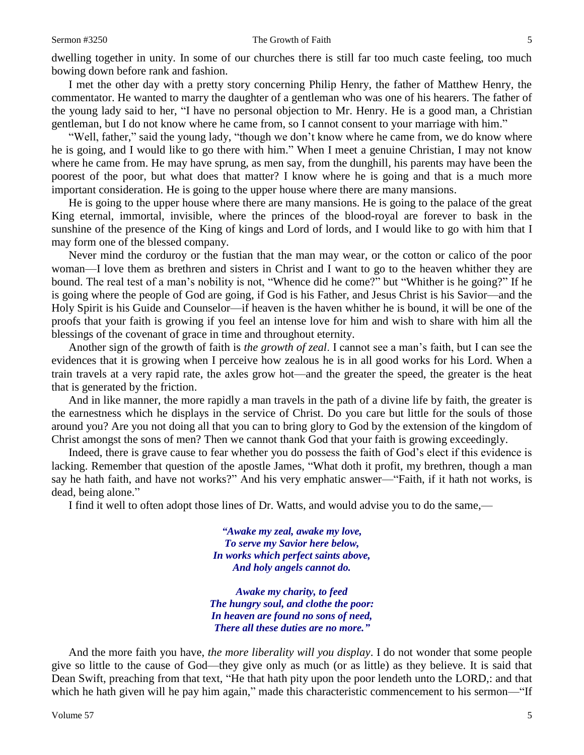dwelling together in unity. In some of our churches there is still far too much caste feeling, too much bowing down before rank and fashion.

I met the other day with a pretty story concerning Philip Henry, the father of Matthew Henry, the commentator. He wanted to marry the daughter of a gentleman who was one of his hearers. The father of the young lady said to her, "I have no personal objection to Mr. Henry. He is a good man, a Christian gentleman, but I do not know where he came from, so I cannot consent to your marriage with him."

"Well, father," said the young lady, "though we don't know where he came from, we do know where he is going, and I would like to go there with him." When I meet a genuine Christian, I may not know where he came from. He may have sprung, as men say, from the dunghill, his parents may have been the poorest of the poor, but what does that matter? I know where he is going and that is a much more important consideration. He is going to the upper house where there are many mansions.

He is going to the upper house where there are many mansions. He is going to the palace of the great King eternal, immortal, invisible, where the princes of the blood-royal are forever to bask in the sunshine of the presence of the King of kings and Lord of lords, and I would like to go with him that I may form one of the blessed company.

Never mind the corduroy or the fustian that the man may wear, or the cotton or calico of the poor woman—I love them as brethren and sisters in Christ and I want to go to the heaven whither they are bound. The real test of a man's nobility is not, "Whence did he come?" but "Whither is he going?" If he is going where the people of God are going, if God is his Father, and Jesus Christ is his Savior—and the Holy Spirit is his Guide and Counselor—if heaven is the haven whither he is bound, it will be one of the proofs that your faith is growing if you feel an intense love for him and wish to share with him all the blessings of the covenant of grace in time and throughout eternity.

Another sign of the growth of faith is *the growth of zeal*. I cannot see a man's faith, but I can see the evidences that it is growing when I perceive how zealous he is in all good works for his Lord. When a train travels at a very rapid rate, the axles grow hot—and the greater the speed, the greater is the heat that is generated by the friction.

And in like manner, the more rapidly a man travels in the path of a divine life by faith, the greater is the earnestness which he displays in the service of Christ. Do you care but little for the souls of those around you? Are you not doing all that you can to bring glory to God by the extension of the kingdom of Christ amongst the sons of men? Then we cannot thank God that your faith is growing exceedingly.

Indeed, there is grave cause to fear whether you do possess the faith of God's elect if this evidence is lacking. Remember that question of the apostle James, "What doth it profit, my brethren, though a man say he hath faith, and have not works?" And his very emphatic answer—"Faith, if it hath not works, is dead, being alone."

I find it well to often adopt those lines of Dr. Watts, and would advise you to do the same,—

> ***"Awake my zeal, awake my love,***
> ***To serve my Savior here below,***
> ***In works which perfect saints above,***
> ***And holy angels cannot do.***
>
> ***Awake my charity, to feed***
> ***The hungry soul, and clothe the poor:***
> ***In heaven are found no sons of need,***
> ***There all these duties are no more."***

And the more faith you have, *the more liberality will you display*. I do not wonder that some people give so little to the cause of God—they give only as much (or as little) as they believe. It is said that Dean Swift, preaching from that text, "He that hath pity upon the poor lendeth unto the LORD,: and that which he hath given will he pay him again," made this characteristic commencement to his sermon—"If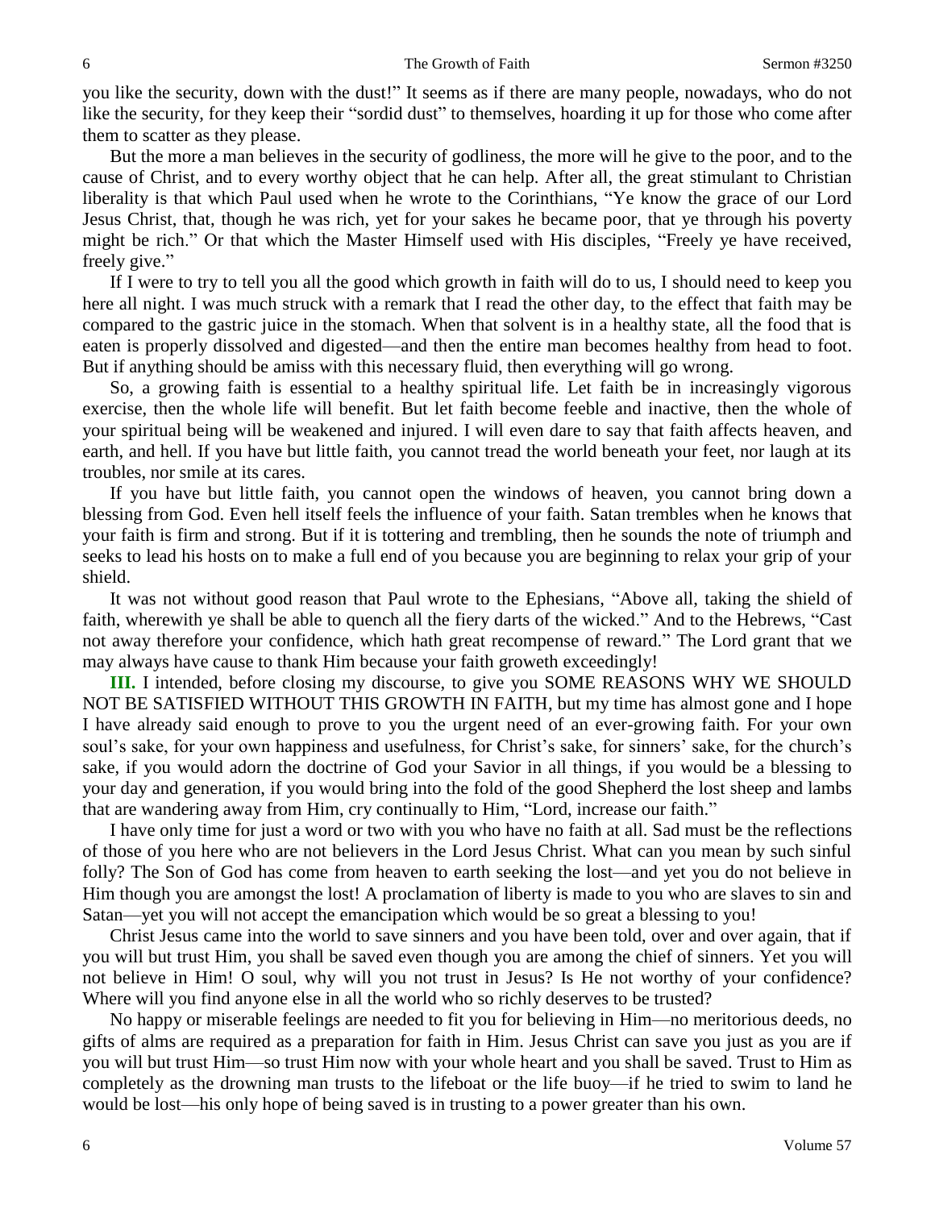you like the security, down with the dust!" It seems as if there are many people, nowadays, who do not like the security, for they keep their "sordid dust" to themselves, hoarding it up for those who come after them to scatter as they please.

But the more a man believes in the security of godliness, the more will he give to the poor, and to the cause of Christ, and to every worthy object that he can help. After all, the great stimulant to Christian liberality is that which Paul used when he wrote to the Corinthians, "Ye know the grace of our Lord Jesus Christ, that, though he was rich, yet for your sakes he became poor, that ye through his poverty might be rich." Or that which the Master Himself used with His disciples, "Freely ye have received, freely give."

If I were to try to tell you all the good which growth in faith will do to us, I should need to keep you here all night. I was much struck with a remark that I read the other day, to the effect that faith may be compared to the gastric juice in the stomach. When that solvent is in a healthy state, all the food that is eaten is properly dissolved and digested—and then the entire man becomes healthy from head to foot. But if anything should be amiss with this necessary fluid, then everything will go wrong.

So, a growing faith is essential to a healthy spiritual life. Let faith be in increasingly vigorous exercise, then the whole life will benefit. But let faith become feeble and inactive, then the whole of your spiritual being will be weakened and injured. I will even dare to say that faith affects heaven, and earth, and hell. If you have but little faith, you cannot tread the world beneath your feet, nor laugh at its troubles, nor smile at its cares.

If you have but little faith, you cannot open the windows of heaven, you cannot bring down a blessing from God. Even hell itself feels the influence of your faith. Satan trembles when he knows that your faith is firm and strong. But if it is tottering and trembling, then he sounds the note of triumph and seeks to lead his hosts on to make a full end of you because you are beginning to relax your grip of your shield.

It was not without good reason that Paul wrote to the Ephesians, "Above all, taking the shield of faith, wherewith ye shall be able to quench all the fiery darts of the wicked." And to the Hebrews, "Cast not away therefore your confidence, which hath great recompense of reward." The Lord grant that we may always have cause to thank Him because your faith groweth exceedingly!

**III.** I intended, before closing my discourse, to give you SOME REASONS WHY WE SHOULD NOT BE SATISFIED WITHOUT THIS GROWTH IN FAITH, but my time has almost gone and I hope I have already said enough to prove to you the urgent need of an ever-growing faith. For your own soul's sake, for your own happiness and usefulness, for Christ's sake, for sinners' sake, for the church's sake, if you would adorn the doctrine of God your Savior in all things, if you would be a blessing to your day and generation, if you would bring into the fold of the good Shepherd the lost sheep and lambs that are wandering away from Him, cry continually to Him, "Lord, increase our faith."

I have only time for just a word or two with you who have no faith at all. Sad must be the reflections of those of you here who are not believers in the Lord Jesus Christ. What can you mean by such sinful folly? The Son of God has come from heaven to earth seeking the lost—and yet you do not believe in Him though you are amongst the lost! A proclamation of liberty is made to you who are slaves to sin and Satan—yet you will not accept the emancipation which would be so great a blessing to you!

Christ Jesus came into the world to save sinners and you have been told, over and over again, that if you will but trust Him, you shall be saved even though you are among the chief of sinners. Yet you will not believe in Him! O soul, why will you not trust in Jesus? Is He not worthy of your confidence? Where will you find anyone else in all the world who so richly deserves to be trusted?

No happy or miserable feelings are needed to fit you for believing in Him—no meritorious deeds, no gifts of alms are required as a preparation for faith in Him. Jesus Christ can save you just as you are if you will but trust Him—so trust Him now with your whole heart and you shall be saved. Trust to Him as completely as the drowning man trusts to the lifeboat or the life buoy—if he tried to swim to land he would be lost—his only hope of being saved is in trusting to a power greater than his own.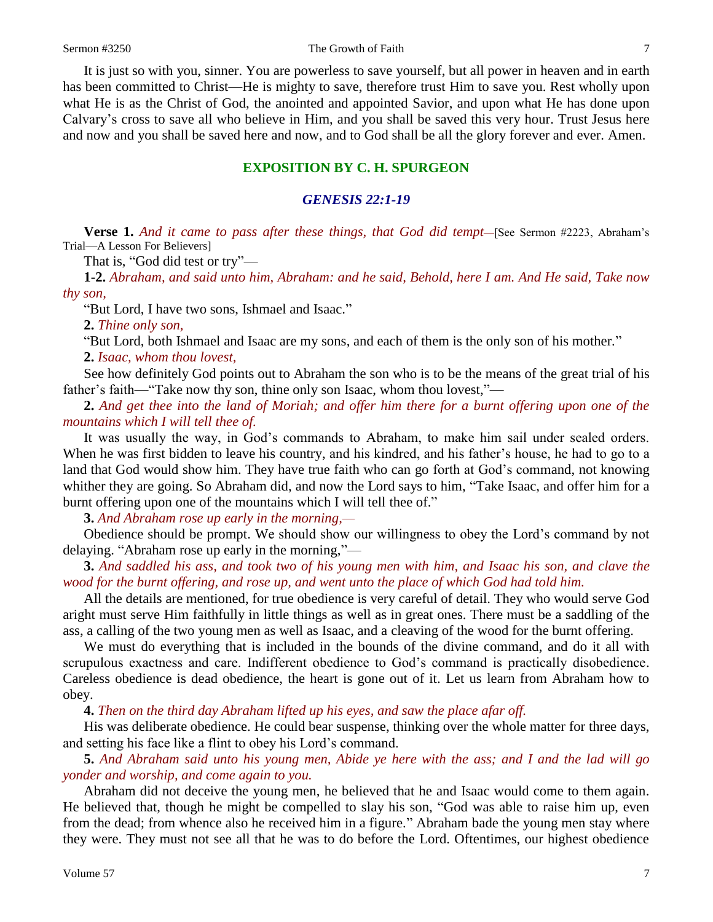It is just so with you, sinner. You are powerless to save yourself, but all power in heaven and in earth has been committed to Christ—He is mighty to save, therefore trust Him to save you. Rest wholly upon what He is as the Christ of God, the anointed and appointed Savior, and upon what He has done upon Calvary's cross to save all who believe in Him, and you shall be saved this very hour. Trust Jesus here and now and you shall be saved here and now, and to God shall be all the glory forever and ever. Amen.

## EXPOSITION BY C. H. SPURGEON

### *GENESIS 22:1-19*

**Verse 1.** *And it came to pass after these things, that God did tempt*—[See Sermon #2223, Abraham's Trial—A Lesson For Believers]

That is, "God did test or try"—

**1-2.** *Abraham, and said unto him, Abraham: and he said, Behold, here I am. And He said, Take now thy son,*

"But Lord, I have two sons, Ishmael and Isaac."

**2.** *Thine only son,*

"But Lord, both Ishmael and Isaac are my sons, and each of them is the only son of his mother."

**2.** *Isaac, whom thou lovest,*

See how definitely God points out to Abraham the son who is to be the means of the great trial of his father's faith—"Take now thy son, thine only son Isaac, whom thou lovest,"—

**2.** *And get thee into the land of Moriah; and offer him there for a burnt offering upon one of the mountains which I will tell thee of.*

It was usually the way, in God's commands to Abraham, to make him sail under sealed orders. When he was first bidden to leave his country, and his kindred, and his father's house, he had to go to a land that God would show him. They have true faith who can go forth at God's command, not knowing whither they are going. So Abraham did, and now the Lord says to him, "Take Isaac, and offer him for a burnt offering upon one of the mountains which I will tell thee of."

**3.** *And Abraham rose up early in the morning,—*

Obedience should be prompt. We should show our willingness to obey the Lord's command by not delaying. "Abraham rose up early in the morning,"—

**3.** *And saddled his ass, and took two of his young men with him, and Isaac his son, and clave the wood for the burnt offering, and rose up, and went unto the place of which God had told him.*

All the details are mentioned, for true obedience is very careful of detail. They who would serve God aright must serve Him faithfully in little things as well as in great ones. There must be a saddling of the ass, a calling of the two young men as well as Isaac, and a cleaving of the wood for the burnt offering.

We must do everything that is included in the bounds of the divine command, and do it all with scrupulous exactness and care. Indifferent obedience to God's command is practically disobedience. Careless obedience is dead obedience, the heart is gone out of it. Let us learn from Abraham how to obey.

**4.** *Then on the third day Abraham lifted up his eyes, and saw the place afar off.*

His was deliberate obedience. He could bear suspense, thinking over the whole matter for three days, and setting his face like a flint to obey his Lord's command.

**5.** *And Abraham said unto his young men, Abide ye here with the ass; and I and the lad will go yonder and worship, and come again to you.*

Abraham did not deceive the young men, he believed that he and Isaac would come to them again. He believed that, though he might be compelled to slay his son, "God was able to raise him up, even from the dead; from whence also he received him in a figure." Abraham bade the young men stay where they were. They must not see all that he was to do before the Lord. Oftentimes, our highest obedience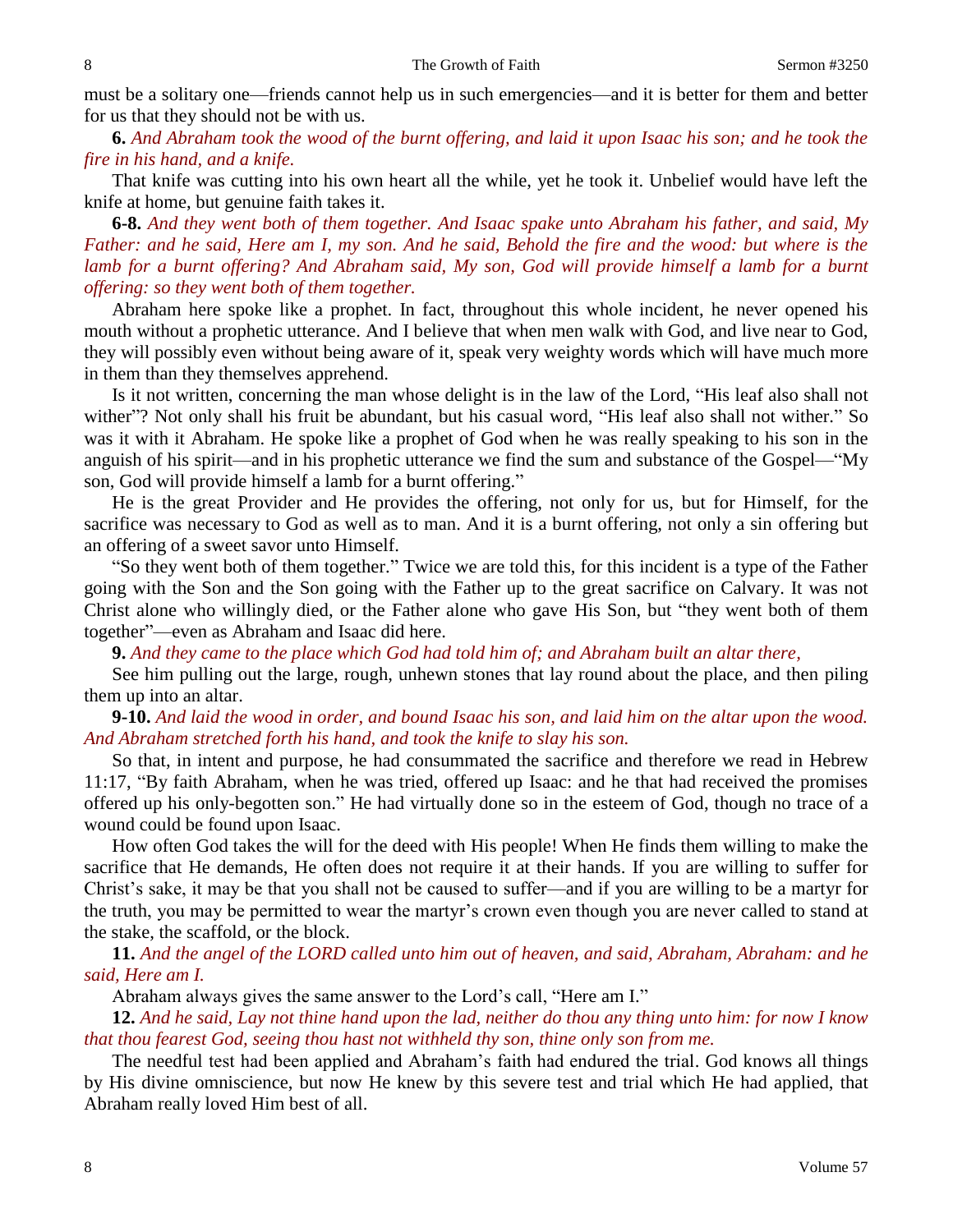must be a solitary one—friends cannot help us in such emergencies—and it is better for them and better for us that they should not be with us.

**6.** *And Abraham took the wood of the burnt offering, and laid it upon Isaac his son; and he took the fire in his hand, and a knife.*

That knife was cutting into his own heart all the while, yet he took it. Unbelief would have left the knife at home, but genuine faith takes it.

**6-8.** *And they went both of them together. And Isaac spake unto Abraham his father, and said, My Father: and he said, Here am I, my son. And he said, Behold the fire and the wood: but where is the lamb for a burnt offering? And Abraham said, My son, God will provide himself a lamb for a burnt offering: so they went both of them together.*

Abraham here spoke like a prophet. In fact, throughout this whole incident, he never opened his mouth without a prophetic utterance. And I believe that when men walk with God, and live near to God, they will possibly even without being aware of it, speak very weighty words which will have much more in them than they themselves apprehend.

Is it not written, concerning the man whose delight is in the law of the Lord, "His leaf also shall not wither"? Not only shall his fruit be abundant, but his casual word, "His leaf also shall not wither." So was it with it Abraham. He spoke like a prophet of God when he was really speaking to his son in the anguish of his spirit—and in his prophetic utterance we find the sum and substance of the Gospel—"My son, God will provide himself a lamb for a burnt offering."

He is the great Provider and He provides the offering, not only for us, but for Himself, for the sacrifice was necessary to God as well as to man. And it is a burnt offering, not only a sin offering but an offering of a sweet savor unto Himself.

"So they went both of them together." Twice we are told this, for this incident is a type of the Father going with the Son and the Son going with the Father up to the great sacrifice on Calvary. It was not Christ alone who willingly died, or the Father alone who gave His Son, but "they went both of them together"—even as Abraham and Isaac did here.

**9.** *And they came to the place which God had told him of; and Abraham built an altar there,*

See him pulling out the large, rough, unhewn stones that lay round about the place, and then piling them up into an altar.

**9-10.** *And laid the wood in order, and bound Isaac his son, and laid him on the altar upon the wood. And Abraham stretched forth his hand, and took the knife to slay his son.*

So that, in intent and purpose, he had consummated the sacrifice and therefore we read in Hebrew 11:17, "By faith Abraham, when he was tried, offered up Isaac: and he that had received the promises offered up his only-begotten son." He had virtually done so in the esteem of God, though no trace of a wound could be found upon Isaac.

How often God takes the will for the deed with His people! When He finds them willing to make the sacrifice that He demands, He often does not require it at their hands. If you are willing to suffer for Christ's sake, it may be that you shall not be caused to suffer—and if you are willing to be a martyr for the truth, you may be permitted to wear the martyr's crown even though you are never called to stand at the stake, the scaffold, or the block.

**11.** *And the angel of the LORD called unto him out of heaven, and said, Abraham, Abraham: and he said, Here am I.*

Abraham always gives the same answer to the Lord's call, "Here am I."

**12.** *And he said, Lay not thine hand upon the lad, neither do thou any thing unto him: for now I know that thou fearest God, seeing thou hast not withheld thy son, thine only son from me.*

The needful test had been applied and Abraham's faith had endured the trial. God knows all things by His divine omniscience, but now He knew by this severe test and trial which He had applied, that Abraham really loved Him best of all.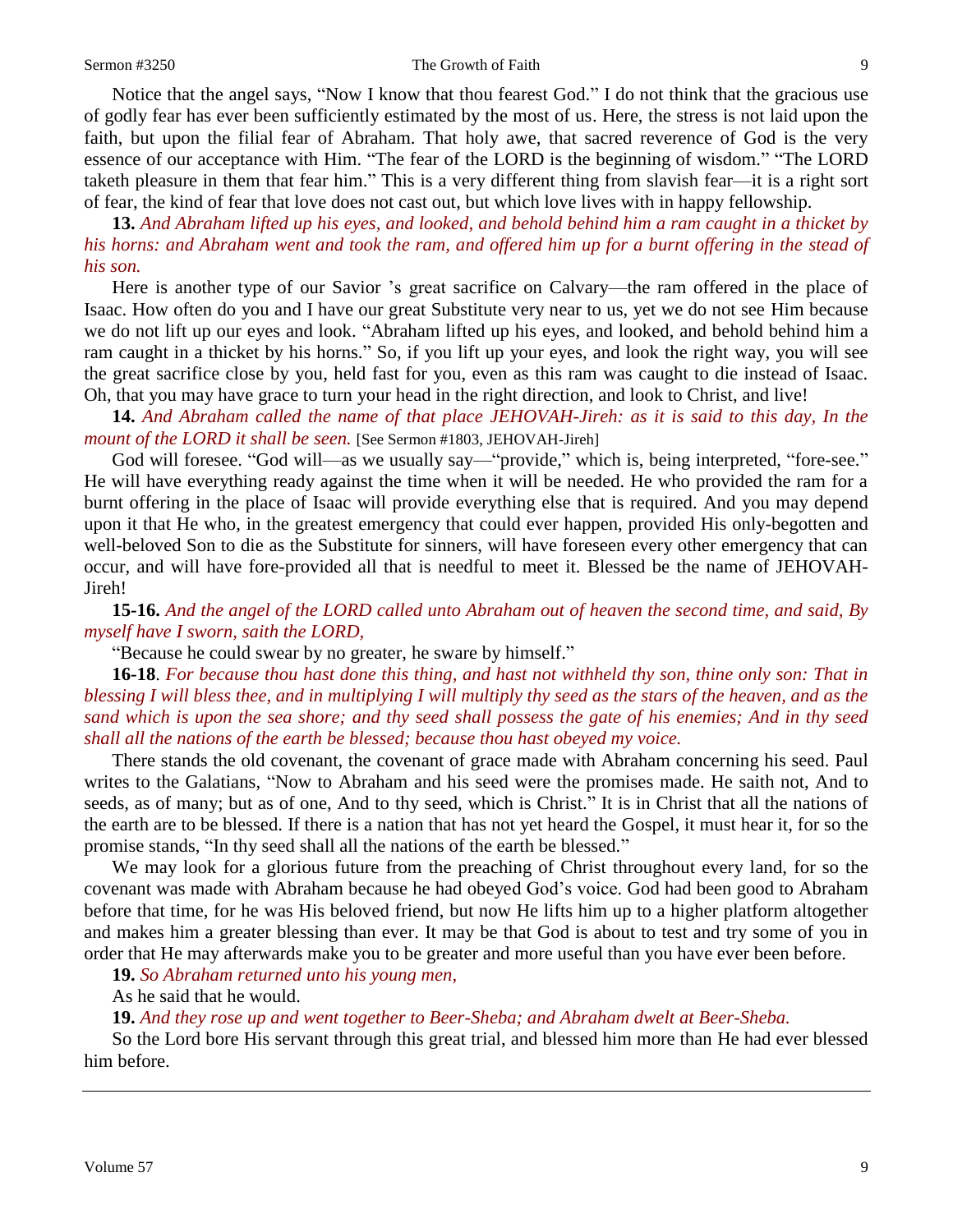Notice that the angel says, "Now I know that thou fearest God." I do not think that the gracious use of godly fear has ever been sufficiently estimated by the most of us. Here, the stress is not laid upon the faith, but upon the filial fear of Abraham. That holy awe, that sacred reverence of God is the very essence of our acceptance with Him. "The fear of the LORD is the beginning of wisdom." "The LORD taketh pleasure in them that fear him." This is a very different thing from slavish fear—it is a right sort of fear, the kind of fear that love does not cast out, but which love lives with in happy fellowship.

**13.** *And Abraham lifted up his eyes, and looked, and behold behind him a ram caught in a thicket by his horns: and Abraham went and took the ram, and offered him up for a burnt offering in the stead of his son.*

Here is another type of our Savior 's great sacrifice on Calvary—the ram offered in the place of Isaac. How often do you and I have our great Substitute very near to us, yet we do not see Him because we do not lift up our eyes and look. "Abraham lifted up his eyes, and looked, and behold behind him a ram caught in a thicket by his horns." So, if you lift up your eyes, and look the right way, you will see the great sacrifice close by you, held fast for you, even as this ram was caught to die instead of Isaac. Oh, that you may have grace to turn your head in the right direction, and look to Christ, and live!

**14.** *And Abraham called the name of that place JEHOVAH-Jireh: as it is said to this day, In the mount of the LORD it shall be seen.* [See Sermon #1803, JEHOVAH-Jireh]

God will foresee. "God will—as we usually say—"provide," which is, being interpreted, "fore-see." He will have everything ready against the time when it will be needed. He who provided the ram for a burnt offering in the place of Isaac will provide everything else that is required. And you may depend upon it that He who, in the greatest emergency that could ever happen, provided His only-begotten and well-beloved Son to die as the Substitute for sinners, will have foreseen every other emergency that can occur, and will have fore-provided all that is needful to meet it. Blessed be the name of JEHOVAH-Jireh!

**15-16.** *And the angel of the LORD called unto Abraham out of heaven the second time, and said, By myself have I sworn, saith the LORD,*

"Because he could swear by no greater, he sware by himself."

**16-18**. *For because thou hast done this thing, and hast not withheld thy son, thine only son: That in blessing I will bless thee, and in multiplying I will multiply thy seed as the stars of the heaven, and as the sand which is upon the sea shore; and thy seed shall possess the gate of his enemies; And in thy seed shall all the nations of the earth be blessed; because thou hast obeyed my voice.*

There stands the old covenant, the covenant of grace made with Abraham concerning his seed. Paul writes to the Galatians, "Now to Abraham and his seed were the promises made. He saith not, And to seeds, as of many; but as of one, And to thy seed, which is Christ." It is in Christ that all the nations of the earth are to be blessed. If there is a nation that has not yet heard the Gospel, it must hear it, for so the promise stands, "In thy seed shall all the nations of the earth be blessed."

We may look for a glorious future from the preaching of Christ throughout every land, for so the covenant was made with Abraham because he had obeyed God's voice. God had been good to Abraham before that time, for he was His beloved friend, but now He lifts him up to a higher platform altogether and makes him a greater blessing than ever. It may be that God is about to test and try some of you in order that He may afterwards make you to be greater and more useful than you have ever been before.

**19.** *So Abraham returned unto his young men,*

As he said that he would.

**19.** *And they rose up and went together to Beer-Sheba; and Abraham dwelt at Beer-Sheba.*

So the Lord bore His servant through this great trial, and blessed him more than He had ever blessed him before.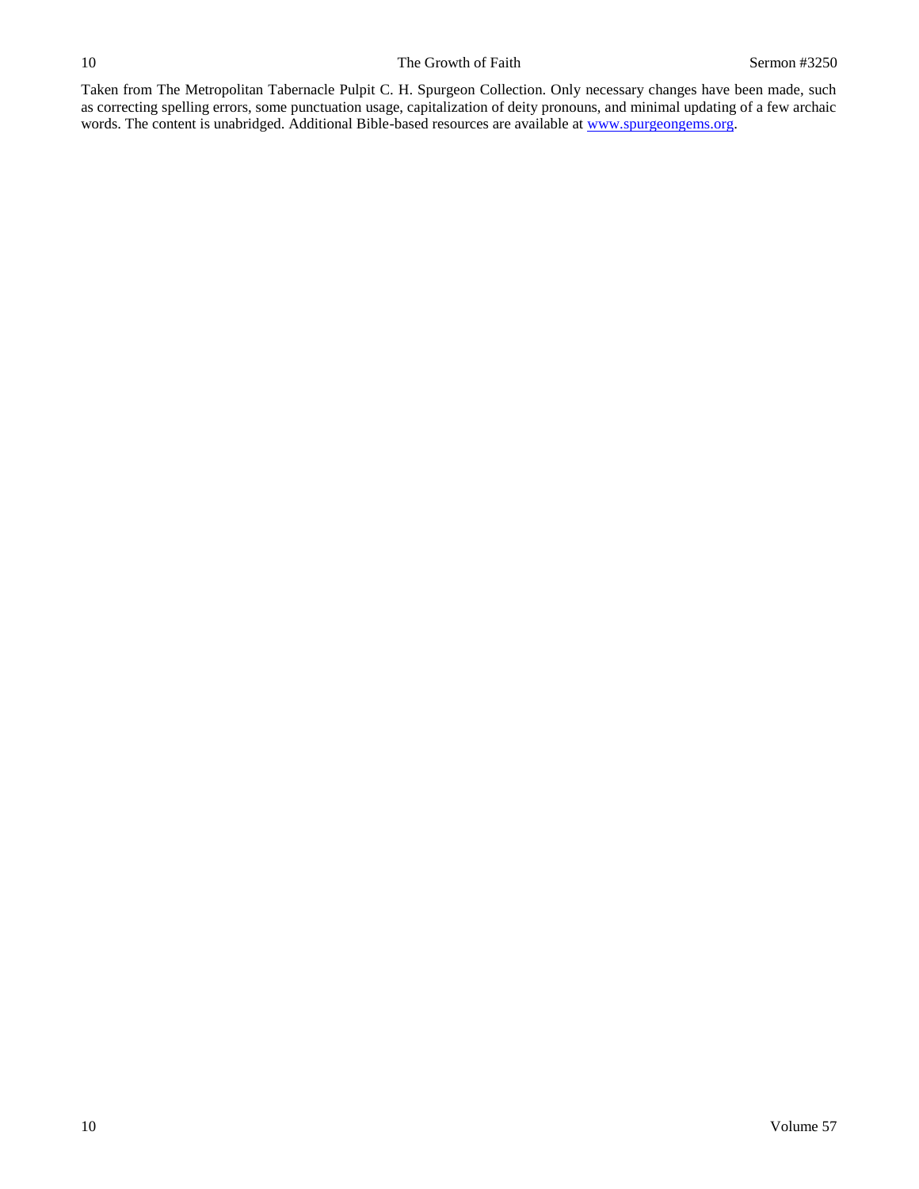Taken from The Metropolitan Tabernacle Pulpit C. H. Spurgeon Collection. Only necessary changes have been made, such as correcting spelling errors, some punctuation usage, capitalization of deity pronouns, and minimal updating of a few archaic words. The content is unabridged. Additional Bible-based resources are available at [www.spurgeongems.org](http://www.spurgeongems.org).